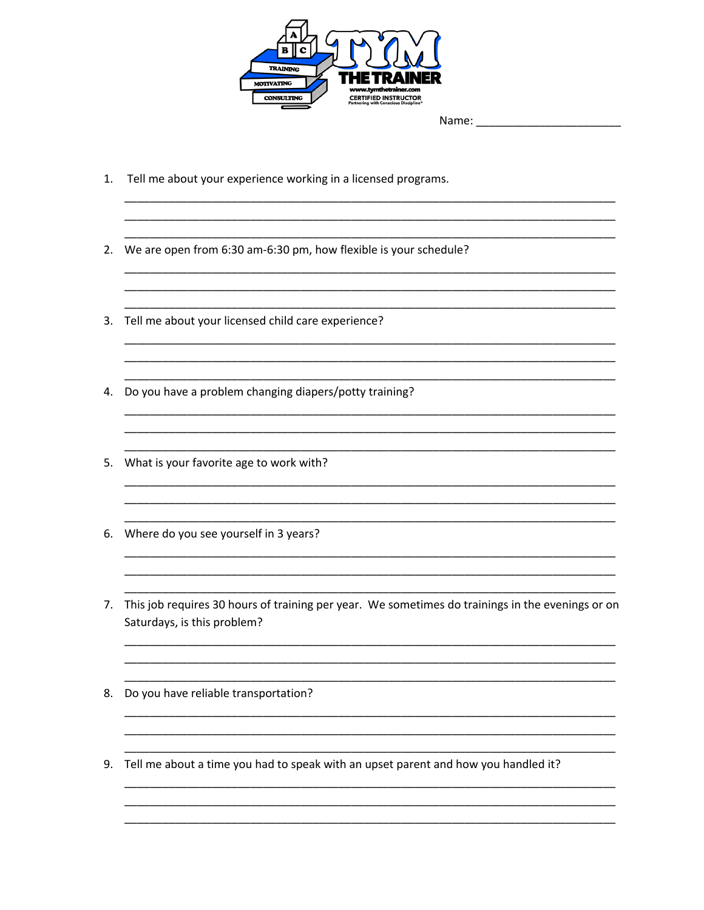TRAINING
MOTIVATING
CONSULTING

TYM THE TRAINER
www.tymthetrainer.com
CERTIFIED INSTRUCTOR
Partnering with Conscious Discipline®

Name: ______________________

1. Tell me about your experience working in a licensed programs.

_______________________________________________________________________________
_______________________________________________________________________________
_______________________________________________________________________________

2. We are open from 6:30 am-6:30 pm, how flexible is your schedule?

_______________________________________________________________________________
_______________________________________________________________________________
_______________________________________________________________________________

3. Tell me about your licensed child care experience?

_______________________________________________________________________________
_______________________________________________________________________________
_______________________________________________________________________________

4. Do you have a problem changing diapers/potty training?

_______________________________________________________________________________
_______________________________________________________________________________
_______________________________________________________________________________

5. What is your favorite age to work with?

_______________________________________________________________________________
_______________________________________________________________________________
_______________________________________________________________________________

6. Where do you see yourself in 3 years?

_______________________________________________________________________________
_______________________________________________________________________________
_______________________________________________________________________________

7. This job requires 30 hours of training per year. We sometimes do trainings in the evenings or on Saturdays, is this problem?

_______________________________________________________________________________
_______________________________________________________________________________
_______________________________________________________________________________

8. Do you have reliable transportation?

_______________________________________________________________________________
_______________________________________________________________________________
_______________________________________________________________________________

9. Tell me about a time you had to speak with an upset parent and how you handled it?

_______________________________________________________________________________
_______________________________________________________________________________
_______________________________________________________________________________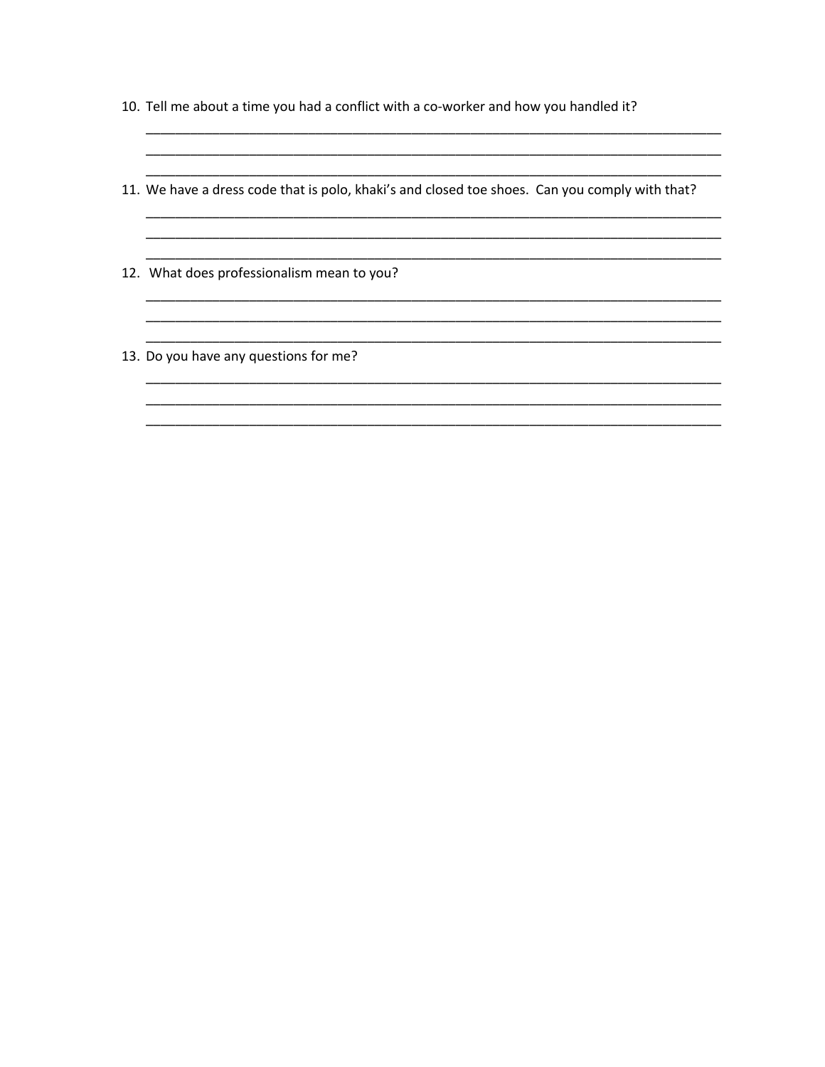10. Tell me about a time you had a conflict with a co-worker and how you handled it?

________________________________________________________________________________
________________________________________________________________________________
________________________________________________________________________________

11. We have a dress code that is polo, khaki's and closed toe shoes. Can you comply with that?

________________________________________________________________________________
________________________________________________________________________________
________________________________________________________________________________

12. What does professionalism mean to you?

________________________________________________________________________________
________________________________________________________________________________
________________________________________________________________________________

13. Do you have any questions for me?

________________________________________________________________________________
________________________________________________________________________________
________________________________________________________________________________